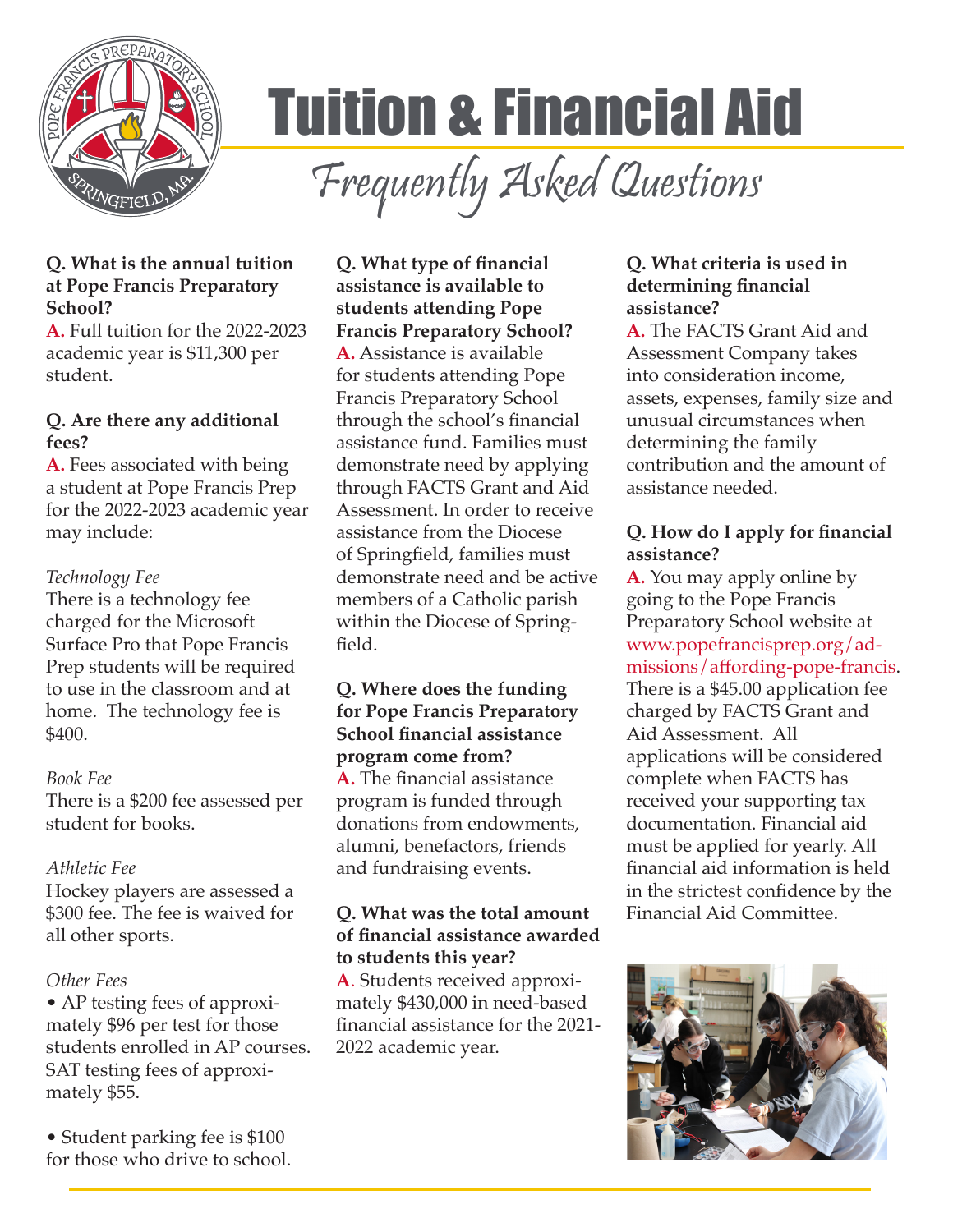# Tuition & Financial Aid

## Frequently Asked Questions

**Q. What is the annual tuition at Pope Francis Preparatory School?**

**A.** Full tuition for the 2022-2023 academic year is $11,300 per student.

**Q. Are there any additional fees?**

**A.** Fees associated with being a student at Pope Francis Prep for the 2022-2023 academic year may include:

*Technology Fee*

There is a technology fee charged for the Microsoft Surface Pro that Pope Francis Prep students will be required to use in the classroom and at home. The technology fee is $400.

*Book Fee*

There is a $200 fee assessed per student for books.

*Athletic Fee*

Hockey players are assessed a $300 fee. The fee is waived for all other sports.

*Other Fees*

- AP testing fees of approximately $96 per test for those students enrolled in AP courses. SAT testing fees of approximately $55.
- Student parking fee is $100 for those who drive to school.

**Q. What type of financial assistance is available to students attending Pope Francis Preparatory School?**

**A.** Assistance is available for students attending Pope Francis Preparatory School through the school's financial assistance fund. Families must demonstrate need by applying through FACTS Grant and Aid Assessment. In order to receive assistance from the Diocese of Springfield, families must demonstrate need and be active members of a Catholic parish within the Diocese of Springfield.

**Q. Where does the funding for Pope Francis Preparatory School financial assistance program come from?**

**A.** The financial assistance program is funded through donations from endowments, alumni, benefactors, friends and fundraising events.

**Q. What was the total amount of financial assistance awarded to students this year?**

**A**. Students received approximately $430,000 in need-based financial assistance for the 2021-2022 academic year.

**Q. What criteria is used in determining financial assistance?**

**A.** The FACTS Grant Aid and Assessment Company takes into consideration income, assets, expenses, family size and unusual circumstances when determining the family contribution and the amount of assistance needed.

**Q. How do I apply for financial assistance?**

**A.** You may apply online by going to the Pope Francis Preparatory School website at www.popefrancisprep.org/admissions/affording-pope-francis. There is a $45.00 application fee charged by FACTS Grant and Aid Assessment. All applications will be considered complete when FACTS has received your supporting tax documentation. Financial aid must be applied for yearly. All financial aid information is held in the strictest confidence by the Financial Aid Committee.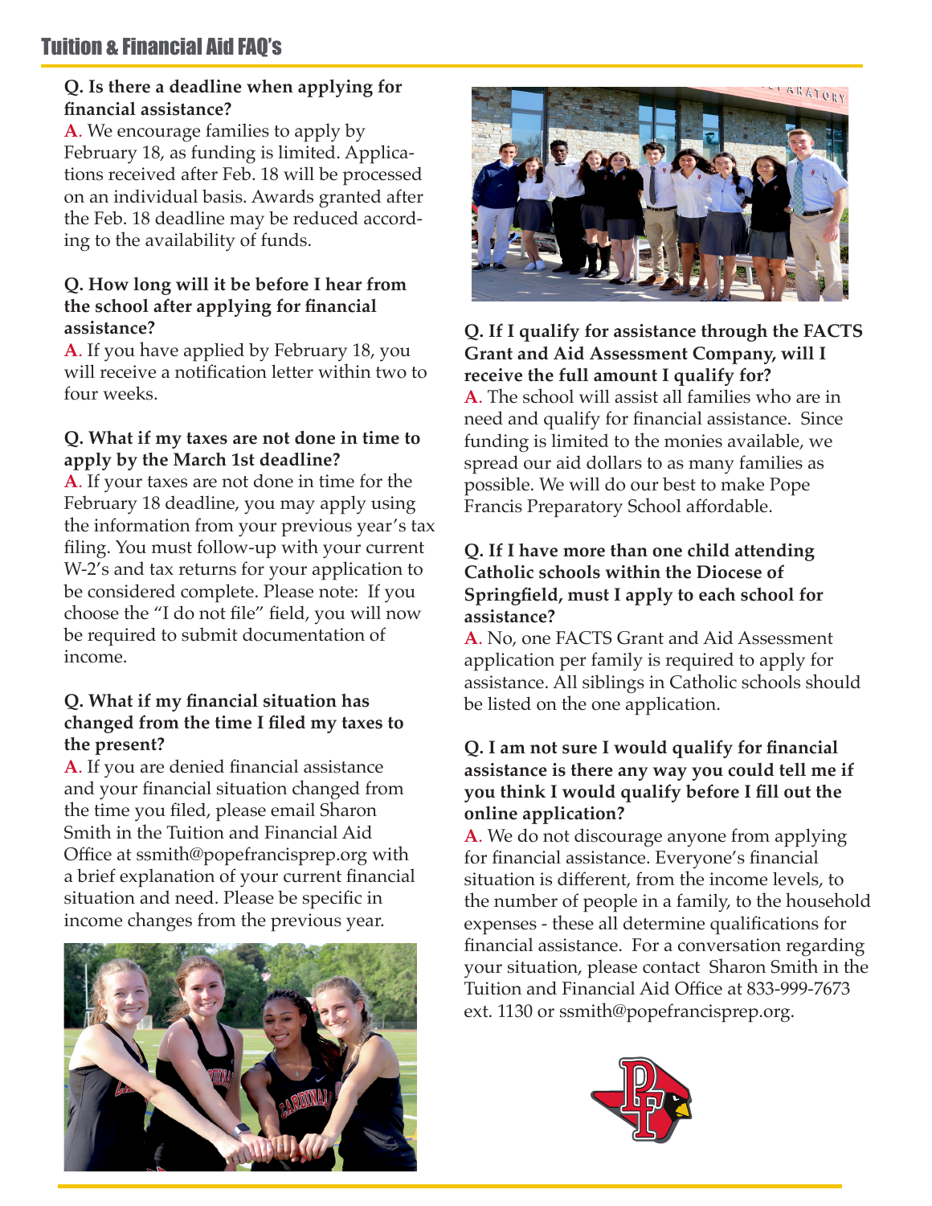## Tuition & Financial Aid FAQ's

**Q. Is there a deadline when applying for financial assistance?**

**A**. We encourage families to apply by February 18, as funding is limited. Applications received after Feb. 18 will be processed on an individual basis. Awards granted after the Feb. 18 deadline may be reduced according to the availability of funds.

**Q. How long will it be before I hear from the school after applying for financial assistance?**

**A**. If you have applied by February 18, you will receive a notification letter within two to four weeks.

**Q. What if my taxes are not done in time to apply by the March 1st deadline?**

**A**. If your taxes are not done in time for the February 18 deadline, you may apply using the information from your previous year's tax filing. You must follow-up with your current W-2's and tax returns for your application to be considered complete. Please note: If you choose the "I do not file" field, you will now be required to submit documentation of income.

**Q. What if my financial situation has changed from the time I filed my taxes to the present?**

**A**. If you are denied financial assistance and your financial situation changed from the time you filed, please email Sharon Smith in the Tuition and Financial Aid Office at ssmith@popefrancisprep.org with a brief explanation of your current financial situation and need. Please be specific in income changes from the previous year.

**Q. If I qualify for assistance through the FACTS Grant and Aid Assessment Company, will I receive the full amount I qualify for?**

**A**. The school will assist all families who are in need and qualify for financial assistance. Since funding is limited to the monies available, we spread our aid dollars to as many families as possible. We will do our best to make Pope Francis Preparatory School affordable.

**Q. If I have more than one child attending Catholic schools within the Diocese of Springfield, must I apply to each school for assistance?**

**A**. No, one FACTS Grant and Aid Assessment application per family is required to apply for assistance. All siblings in Catholic schools should be listed on the one application.

**Q. I am not sure I would qualify for financial assistance is there any way you could tell me if you think I would qualify before I fill out the online application?**

**A**. We do not discourage anyone from applying for financial assistance. Everyone's financial situation is different, from the income levels, to the number of people in a family, to the household expenses - these all determine qualifications for financial assistance. For a conversation regarding your situation, please contact Sharon Smith in the Tuition and Financial Aid Office at 833-999-7673 ext. 1130 or ssmith@popefrancisprep.org.